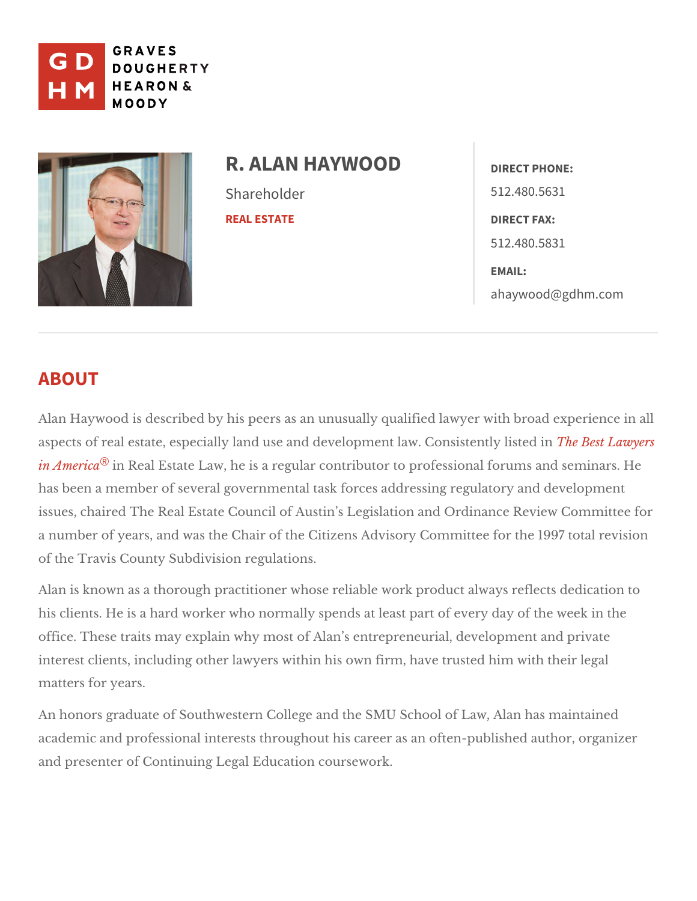GRAVES DOUGHERTY HEARON & MOODY

# R. ALAN HAYWOOD

Shareholder

REAL ESTATE

**DIRECT PHONE:**
512.480.5631

**DIRECT FAX:**
512.480.5831

**EMAIL:**
ahaywood@gdhm.com

## ABOUT

Alan Haywood is described by his peers as an unusually qualified lawyer with broad experience in all aspects of real estate, especially land use and development law. Consistently listed in *The Best Lawyers in America®* in Real Estate Law, he is a regular contributor to professional forums and seminars. He has been a member of several governmental task forces addressing regulatory and development issues, chaired The Real Estate Council of Austin's Legislation and Ordinance Review Committee for a number of years, and was the Chair of the Citizens Advisory Committee for the 1997 total revision of the Travis County Subdivision regulations.

Alan is known as a thorough practitioner whose reliable work product always reflects dedication to his clients. He is a hard worker who normally spends at least part of every day of the week in the office. These traits may explain why most of Alan's entrepreneurial, development and private interest clients, including other lawyers within his own firm, have trusted him with their legal matters for years.

An honors graduate of Southwestern College and the SMU School of Law, Alan has maintained academic and professional interests throughout his career as an often-published author, organizer and presenter of Continuing Legal Education coursework.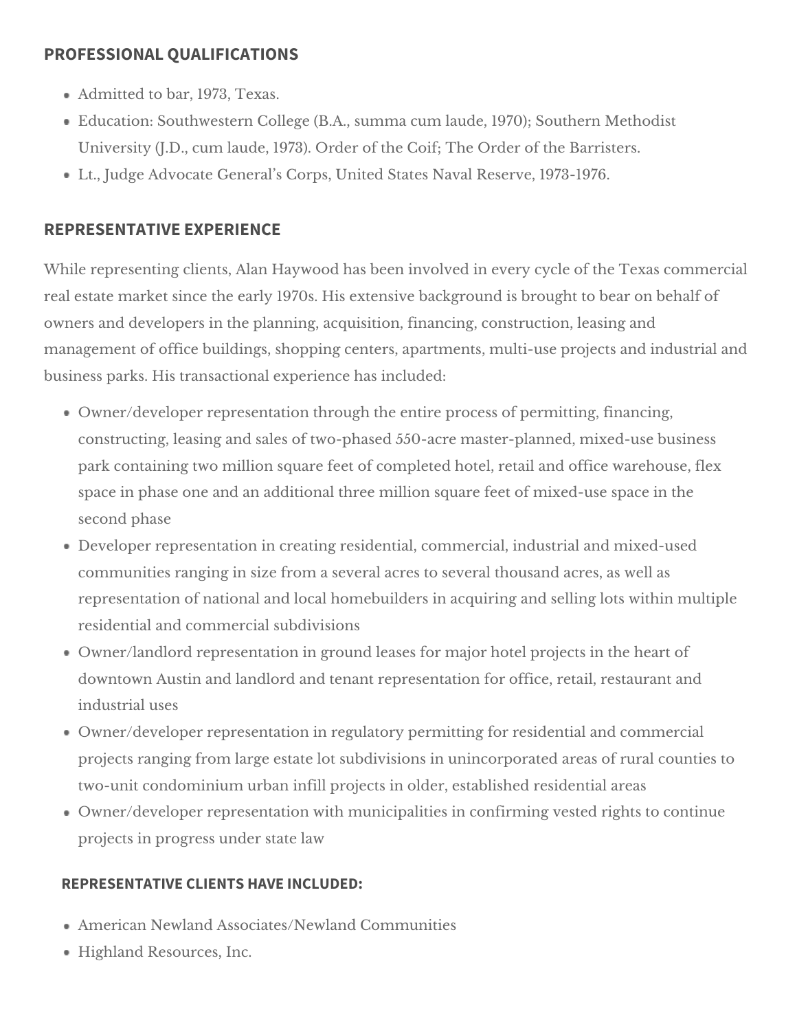## PROFESSIONAL QUALIFICATIONS

- Admitted to bar, 1973, Texas.
- Education: Southwestern College (B.A., summa cum laude, 1970); Southern Methodist University (J.D., cum laude, 1973). Order of the Coif; The Order of the Barristers.
- Lt., Judge Advocate General's Corps, United States Naval Reserve, 1973-1976.

## REPRESENTATIVE EXPERIENCE

While representing clients, Alan Haywood has been involved in every cycle of the Texas commercial real estate market since the early 1970s. His extensive background is brought to bear on behalf of owners and developers in the planning, acquisition, financing, construction, leasing and management of office buildings, shopping centers, apartments, multi-use projects and industrial and business parks. His transactional experience has included:

- Owner/developer representation through the entire process of permitting, financing, constructing, leasing and sales of two-phased 550-acre master-planned, mixed-use business park containing two million square feet of completed hotel, retail and office warehouse, flex space in phase one and an additional three million square feet of mixed-use space in the second phase
- Developer representation in creating residential, commercial, industrial and mixed-used communities ranging in size from a several acres to several thousand acres, as well as representation of national and local homebuilders in acquiring and selling lots within multiple residential and commercial subdivisions
- Owner/landlord representation in ground leases for major hotel projects in the heart of downtown Austin and landlord and tenant representation for office, retail, restaurant and industrial uses
- Owner/developer representation in regulatory permitting for residential and commercial projects ranging from large estate lot subdivisions in unincorporated areas of rural counties to two-unit condominium urban infill projects in older, established residential areas
- Owner/developer representation with municipalities in confirming vested rights to continue projects in progress under state law

### REPRESENTATIVE CLIENTS HAVE INCLUDED:

- American Newland Associates/Newland Communities
- Highland Resources, Inc.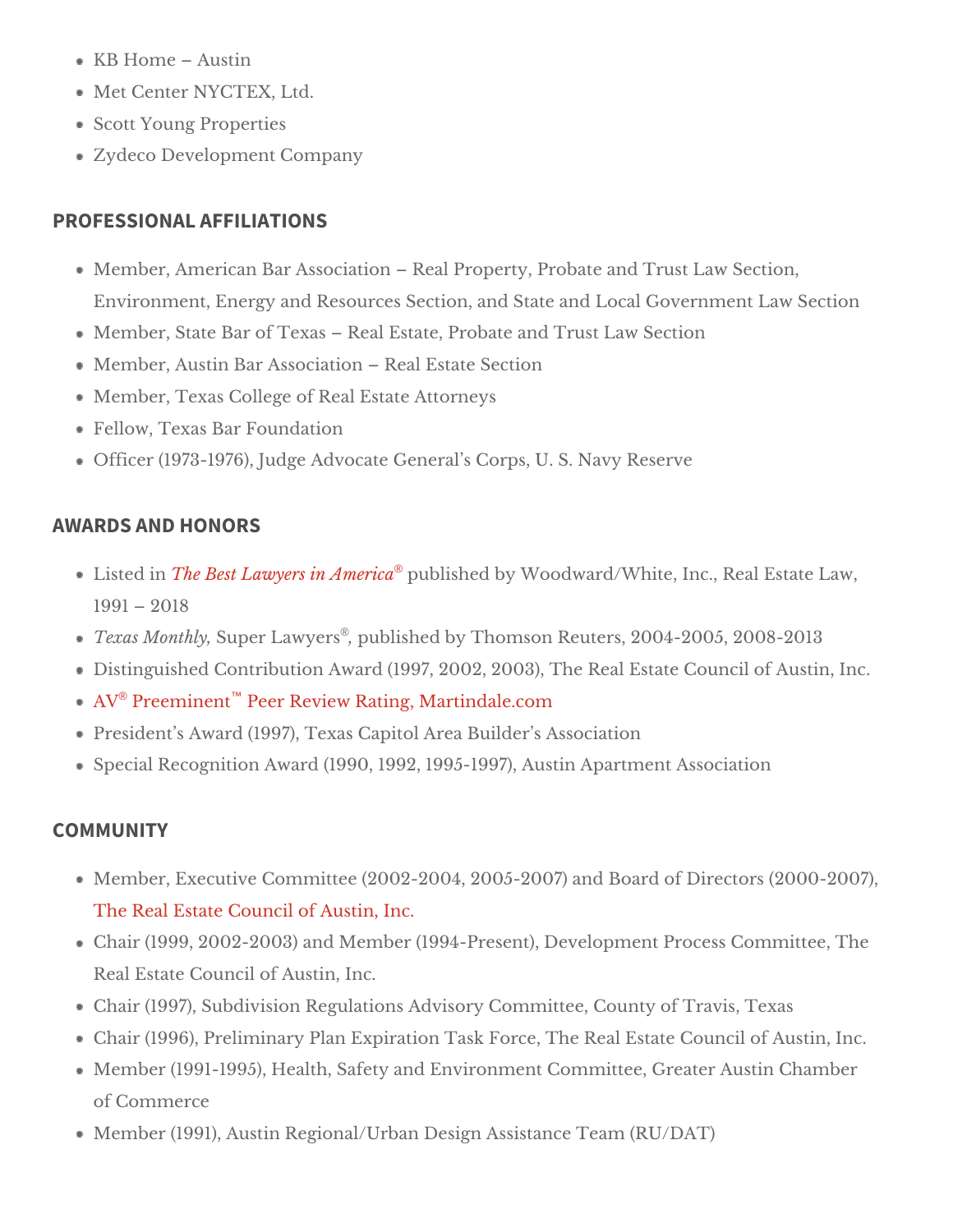- KB Home – Austin
- Met Center NYCTEX, Ltd.
- Scott Young Properties
- Zydeco Development Company

## PROFESSIONAL AFFILIATIONS

- Member, American Bar Association – Real Property, Probate and Trust Law Section, Environment, Energy and Resources Section, and State and Local Government Law Section
- Member, State Bar of Texas – Real Estate, Probate and Trust Law Section
- Member, Austin Bar Association – Real Estate Section
- Member, Texas College of Real Estate Attorneys
- Fellow, Texas Bar Foundation
- Officer (1973-1976), Judge Advocate General's Corps, U. S. Navy Reserve

## AWARDS AND HONORS

- Listed in *The Best Lawyers in America®* published by Woodward/White, Inc., Real Estate Law, 1991 – 2018
- *Texas Monthly,* Super Lawyers®, published by Thomson Reuters, 2004-2005, 2008-2013
- Distinguished Contribution Award (1997, 2002, 2003), The Real Estate Council of Austin, Inc.
- AV® Preeminent™ Peer Review Rating, Martindale.com
- President's Award (1997), Texas Capitol Area Builder's Association
- Special Recognition Award (1990, 1992, 1995-1997), Austin Apartment Association

## COMMUNITY

- Member, Executive Committee (2002-2004, 2005-2007) and Board of Directors (2000-2007), The Real Estate Council of Austin, Inc.
- Chair (1999, 2002-2003) and Member (1994-Present), Development Process Committee, The Real Estate Council of Austin, Inc.
- Chair (1997), Subdivision Regulations Advisory Committee, County of Travis, Texas
- Chair (1996), Preliminary Plan Expiration Task Force, The Real Estate Council of Austin, Inc.
- Member (1991-1995), Health, Safety and Environment Committee, Greater Austin Chamber of Commerce
- Member (1991), Austin Regional/Urban Design Assistance Team (RU/DAT)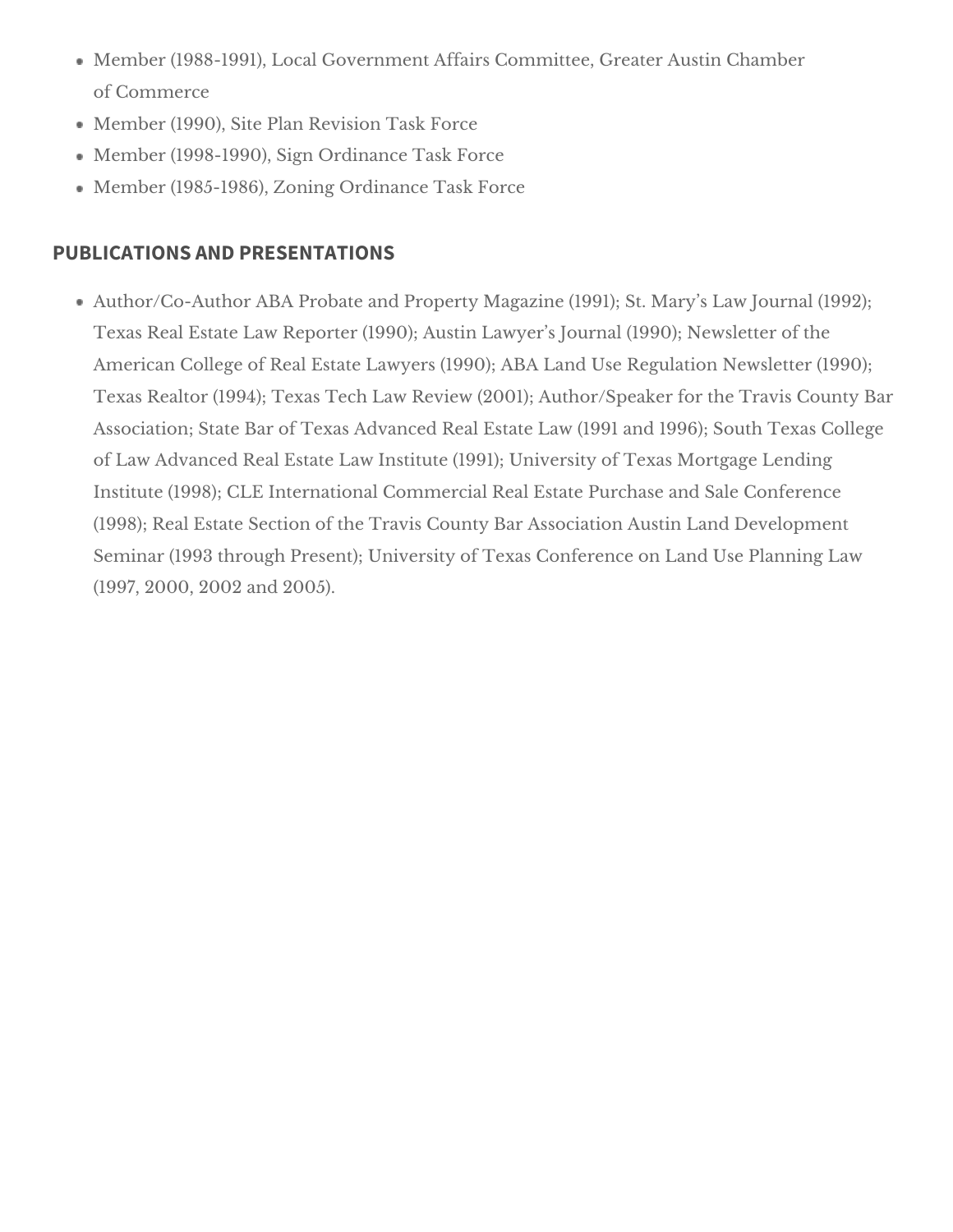- Member (1988-1991), Local Government Affairs Committee, Greater Austin Chamber of Commerce
- Member (1990), Site Plan Revision Task Force
- Member (1998-1990), Sign Ordinance Task Force
- Member (1985-1986), Zoning Ordinance Task Force

## PUBLICATIONS AND PRESENTATIONS

- Author/Co-Author ABA Probate and Property Magazine (1991); St. Mary's Law Journal (1992); Texas Real Estate Law Reporter (1990); Austin Lawyer's Journal (1990); Newsletter of the American College of Real Estate Lawyers (1990); ABA Land Use Regulation Newsletter (1990); Texas Realtor (1994); Texas Tech Law Review (2001); Author/Speaker for the Travis County Bar Association; State Bar of Texas Advanced Real Estate Law (1991 and 1996); South Texas College of Law Advanced Real Estate Law Institute (1991); University of Texas Mortgage Lending Institute (1998); CLE International Commercial Real Estate Purchase and Sale Conference (1998); Real Estate Section of the Travis County Bar Association Austin Land Development Seminar (1993 through Present); University of Texas Conference on Land Use Planning Law (1997, 2000, 2002 and 2005).